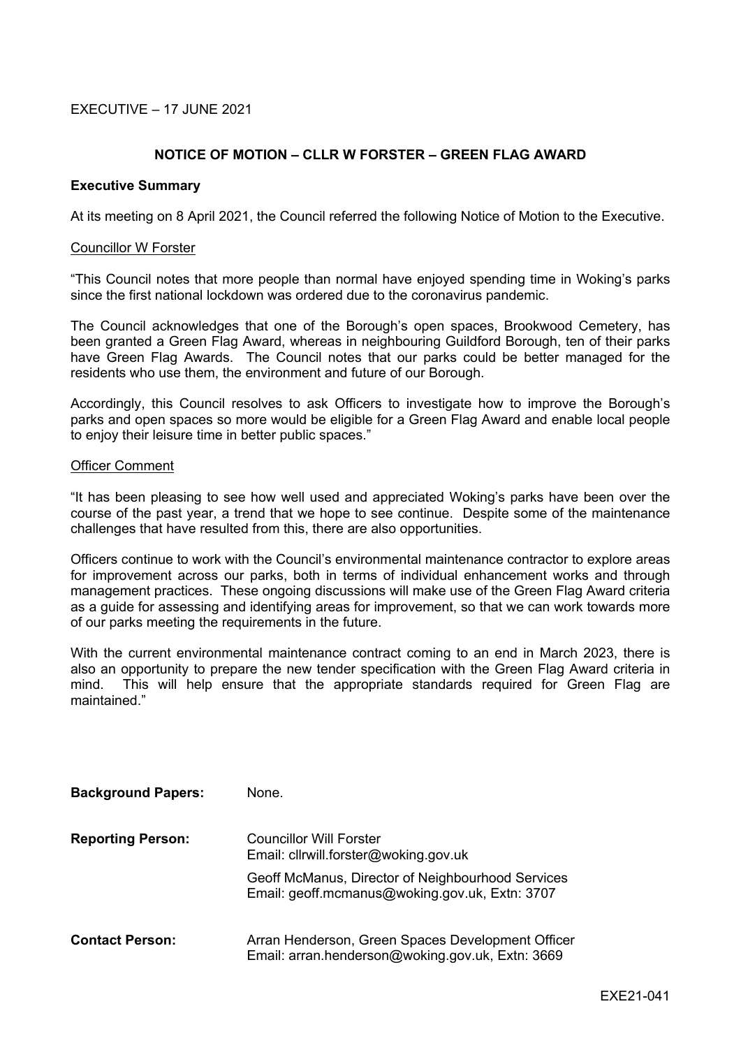EXECUTIVE – 17 JUNE 2021

## NOTICE OF MOTION – CLLR W FORSTER – GREEN FLAG AWARD

### Executive Summary

At its meeting on 8 April 2021, the Council referred the following Notice of Motion to the Executive.

Councillor W Forster

"This Council notes that more people than normal have enjoyed spending time in Woking's parks since the first national lockdown was ordered due to the coronavirus pandemic.

The Council acknowledges that one of the Borough's open spaces, Brookwood Cemetery, has been granted a Green Flag Award, whereas in neighbouring Guildford Borough, ten of their parks have Green Flag Awards. The Council notes that our parks could be better managed for the residents who use them, the environment and future of our Borough.

Accordingly, this Council resolves to ask Officers to investigate how to improve the Borough's parks and open spaces so more would be eligible for a Green Flag Award and enable local people to enjoy their leisure time in better public spaces."

Officer Comment

"It has been pleasing to see how well used and appreciated Woking's parks have been over the course of the past year, a trend that we hope to see continue. Despite some of the maintenance challenges that have resulted from this, there are also opportunities.

Officers continue to work with the Council's environmental maintenance contractor to explore areas for improvement across our parks, both in terms of individual enhancement works and through management practices. These ongoing discussions will make use of the Green Flag Award criteria as a guide for assessing and identifying areas for improvement, so that we can work towards more of our parks meeting the requirements in the future.

With the current environmental maintenance contract coming to an end in March 2023, there is also an opportunity to prepare the new tender specification with the Green Flag Award criteria in mind. This will help ensure that the appropriate standards required for Green Flag are maintained."

**Background Papers:** None.

**Reporting Person:** Councillor Will Forster
Email: cllrwill.forster@woking.gov.uk

Geoff McManus, Director of Neighbourhood Services
Email: geoff.mcmanus@woking.gov.uk, Extn: 3707

**Contact Person:** Arran Henderson, Green Spaces Development Officer
Email: arran.henderson@woking.gov.uk, Extn: 3669

EXE21-041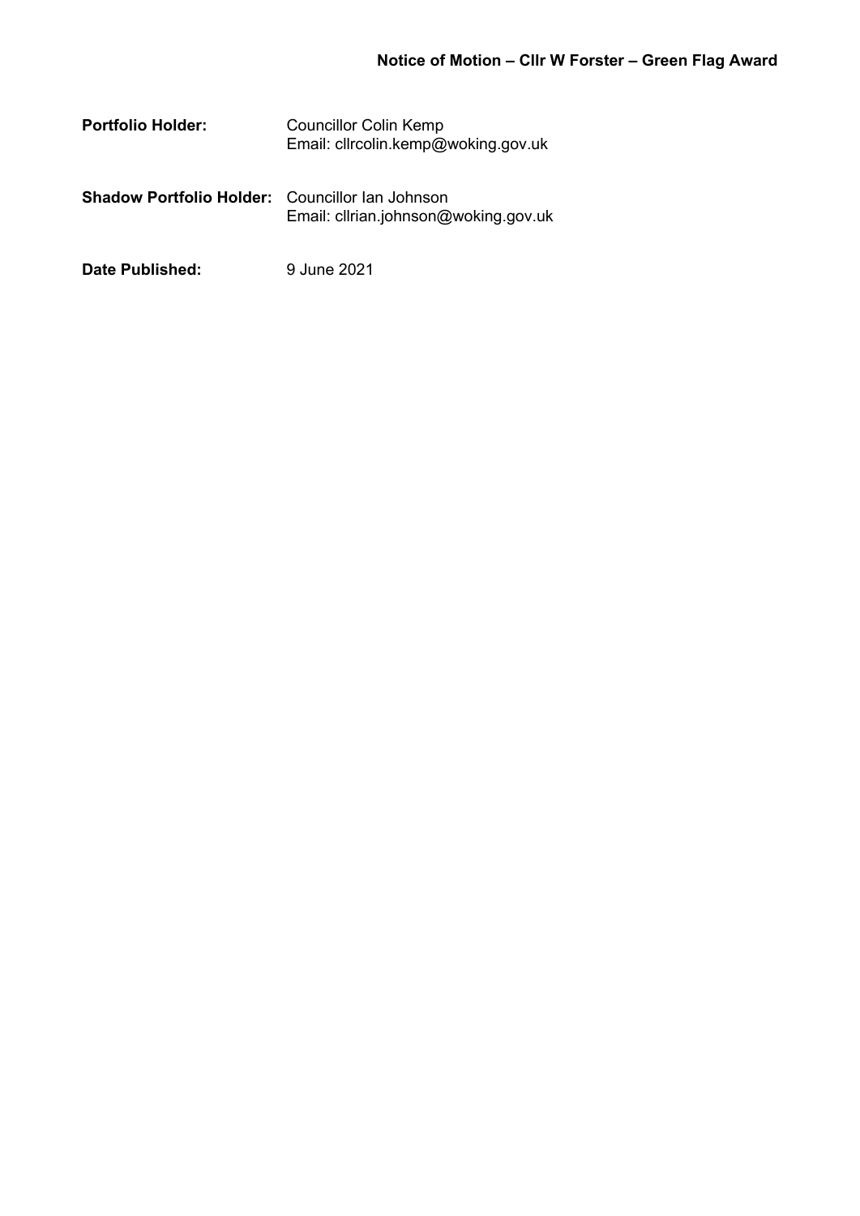**Portfolio Holder:** Councillor Colin Kemp
Email: cllrcolin.kemp@woking.gov.uk

**Shadow Portfolio Holder:** Councillor Ian Johnson
Email: cllrian.johnson@woking.gov.uk

**Date Published:** 9 June 2021